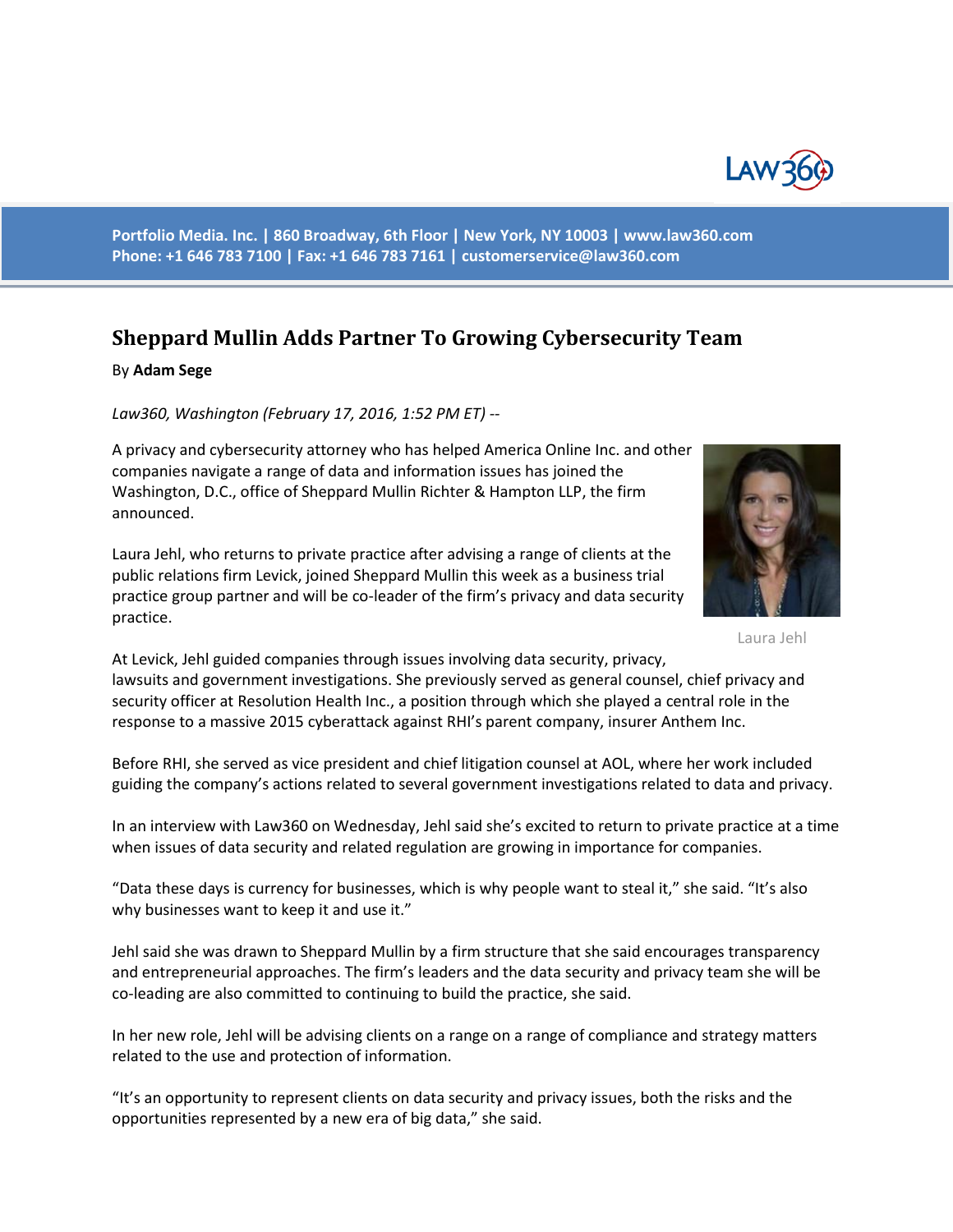Portfolio Media. Inc. | 860 Broadway, 6th Floor | New York, NY 10003 | www.law360.com
Phone: +1 646 783 7100 | Fax: +1 646 783 7161 | customerservice@law360.com

# Sheppard Mullin Adds Partner To Growing Cybersecurity Team

By **Adam Sege**

*Law360, Washington (February 17, 2016, 1:52 PM ET) --*

A privacy and cybersecurity attorney who has helped America Online Inc. and other companies navigate a range of data and information issues has joined the Washington, D.C., office of Sheppard Mullin Richter & Hampton LLP, the firm announced.

Laura Jehl, who returns to private practice after advising a range of clients at the public relations firm Levick, joined Sheppard Mullin this week as a business trial practice group partner and will be co-leader of the firm's privacy and data security practice.

Laura Jehl

At Levick, Jehl guided companies through issues involving data security, privacy, lawsuits and government investigations. She previously served as general counsel, chief privacy and security officer at Resolution Health Inc., a position through which she played a central role in the response to a massive 2015 cyberattack against RHI's parent company, insurer Anthem Inc.

Before RHI, she served as vice president and chief litigation counsel at AOL, where her work included guiding the company's actions related to several government investigations related to data and privacy.

In an interview with Law360 on Wednesday, Jehl said she's excited to return to private practice at a time when issues of data security and related regulation are growing in importance for companies.

"Data these days is currency for businesses, which is why people want to steal it," she said. "It's also why businesses want to keep it and use it."

Jehl said she was drawn to Sheppard Mullin by a firm structure that she said encourages transparency and entrepreneurial approaches. The firm's leaders and the data security and privacy team she will be co-leading are also committed to continuing to build the practice, she said.

In her new role, Jehl will be advising clients on a range on a range of compliance and strategy matters related to the use and protection of information.

"It's an opportunity to represent clients on data security and privacy issues, both the risks and the opportunities represented by a new era of big data," she said.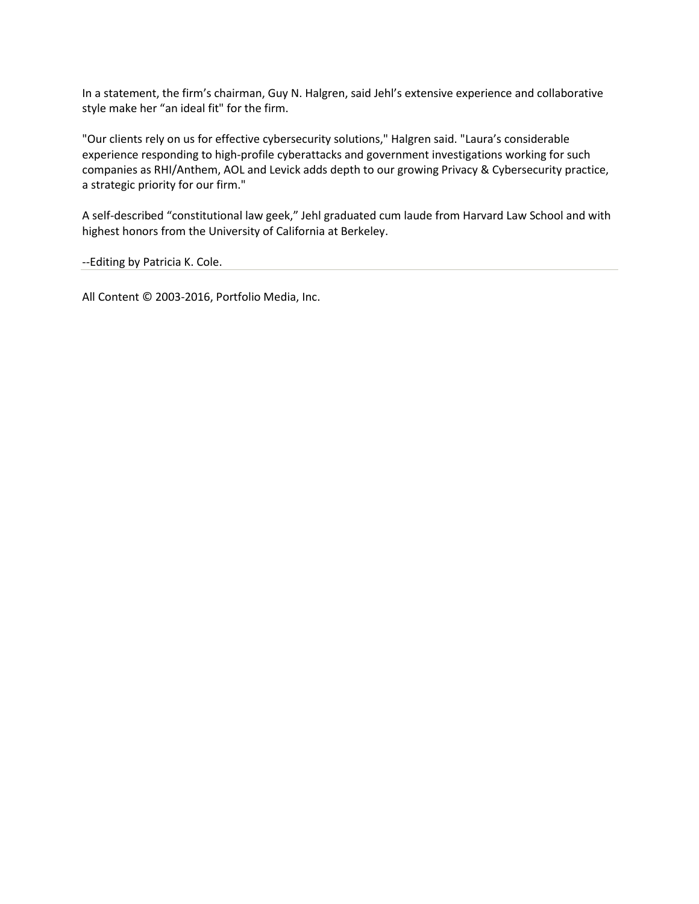In a statement, the firm's chairman, Guy N. Halgren, said Jehl's extensive experience and collaborative style make her "an ideal fit" for the firm.

"Our clients rely on us for effective cybersecurity solutions," Halgren said. "Laura's considerable experience responding to high-profile cyberattacks and government investigations working for such companies as RHI/Anthem, AOL and Levick adds depth to our growing Privacy & Cybersecurity practice, a strategic priority for our firm."

A self-described "constitutional law geek," Jehl graduated cum laude from Harvard Law School and with highest honors from the University of California at Berkeley.

--Editing by Patricia K. Cole.

---

All Content © 2003-2016, Portfolio Media, Inc.